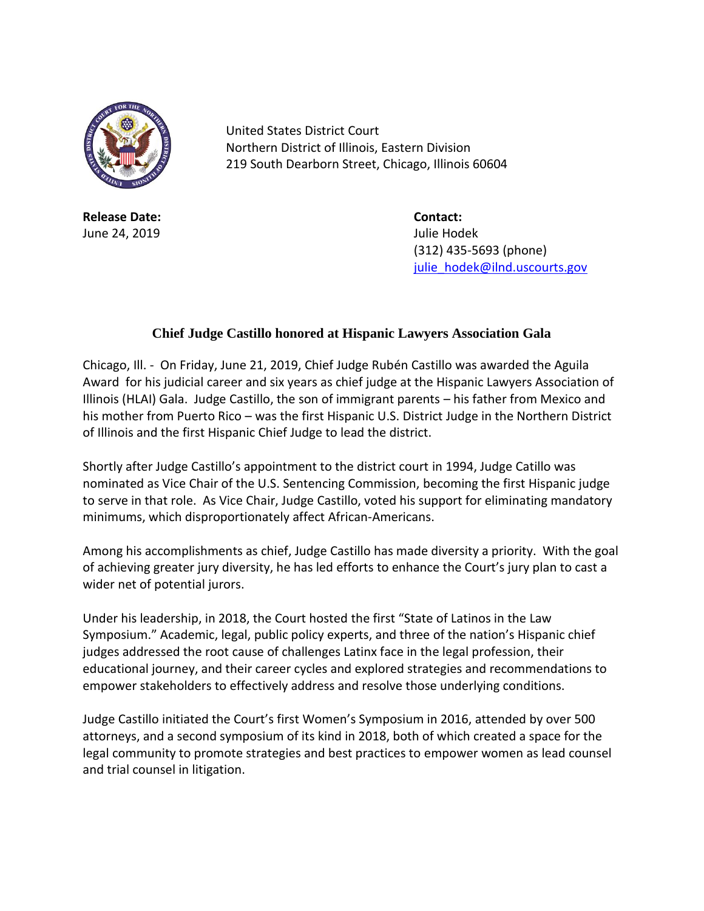United States District Court
Northern District of Illinois, Eastern Division
219 South Dearborn Street, Chicago, Illinois 60604

**Release Date:**
June 24, 2019

**Contact:**
Julie Hodek
(312) 435-5693 (phone)
julie_hodek@ilnd.uscourts.gov

## Chief Judge Castillo honored at Hispanic Lawyers Association Gala

Chicago, Ill. - On Friday, June 21, 2019, Chief Judge Rubén Castillo was awarded the Aguila Award for his judicial career and six years as chief judge at the Hispanic Lawyers Association of Illinois (HLAI) Gala. Judge Castillo, the son of immigrant parents – his father from Mexico and his mother from Puerto Rico – was the first Hispanic U.S. District Judge in the Northern District of Illinois and the first Hispanic Chief Judge to lead the district.

Shortly after Judge Castillo's appointment to the district court in 1994, Judge Catillo was nominated as Vice Chair of the U.S. Sentencing Commission, becoming the first Hispanic judge to serve in that role. As Vice Chair, Judge Castillo, voted his support for eliminating mandatory minimums, which disproportionately affect African-Americans.

Among his accomplishments as chief, Judge Castillo has made diversity a priority. With the goal of achieving greater jury diversity, he has led efforts to enhance the Court's jury plan to cast a wider net of potential jurors.

Under his leadership, in 2018, the Court hosted the first "State of Latinos in the Law Symposium." Academic, legal, public policy experts, and three of the nation's Hispanic chief judges addressed the root cause of challenges Latinx face in the legal profession, their educational journey, and their career cycles and explored strategies and recommendations to empower stakeholders to effectively address and resolve those underlying conditions.

Judge Castillo initiated the Court's first Women's Symposium in 2016, attended by over 500 attorneys, and a second symposium of its kind in 2018, both of which created a space for the legal community to promote strategies and best practices to empower women as lead counsel and trial counsel in litigation.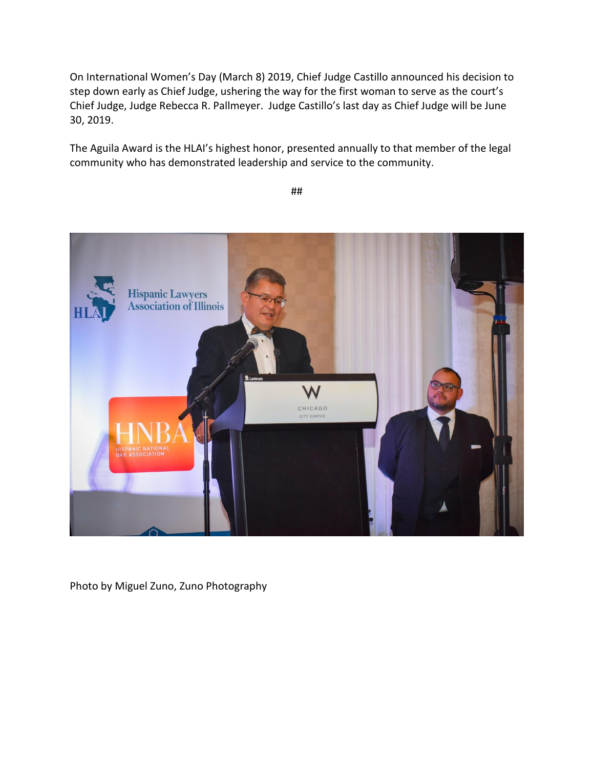On International Women's Day (March 8) 2019, Chief Judge Castillo announced his decision to step down early as Chief Judge, ushering the way for the first woman to serve as the court's Chief Judge, Judge Rebecca R. Pallmeyer. Judge Castillo's last day as Chief Judge will be June 30, 2019.

The Aguila Award is the HLAI's highest honor, presented annually to that member of the legal community who has demonstrated leadership and service to the community.

##

Photo by Miguel Zuno, Zuno Photography